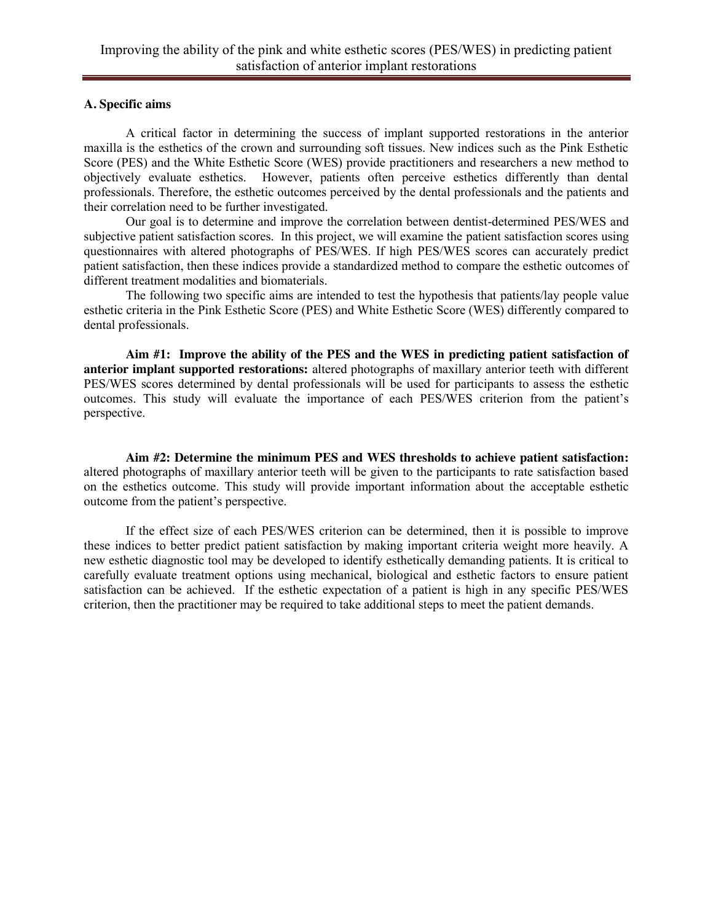# Improving the ability of the pink and white esthetic scores (PES/WES) in predicting patient satisfaction of anterior implant restorations

## A. Specific aims

A critical factor in determining the success of implant supported restorations in the anterior maxilla is the esthetics of the crown and surrounding soft tissues. New indices such as the Pink Esthetic Score (PES) and the White Esthetic Score (WES) provide practitioners and researchers a new method to objectively evaluate esthetics. However, patients often perceive esthetics differently than dental professionals. Therefore, the esthetic outcomes perceived by the dental professionals and the patients and their correlation need to be further investigated.

Our goal is to determine and improve the correlation between dentist-determined PES/WES and subjective patient satisfaction scores. In this project, we will examine the patient satisfaction scores using questionnaires with altered photographs of PES/WES. If high PES/WES scores can accurately predict patient satisfaction, then these indices provide a standardized method to compare the esthetic outcomes of different treatment modalities and biomaterials.

The following two specific aims are intended to test the hypothesis that patients/lay people value esthetic criteria in the Pink Esthetic Score (PES) and White Esthetic Score (WES) differently compared to dental professionals.

**Aim #1: Improve the ability of the PES and the WES in predicting patient satisfaction of anterior implant supported restorations:** altered photographs of maxillary anterior teeth with different PES/WES scores determined by dental professionals will be used for participants to assess the esthetic outcomes. This study will evaluate the importance of each PES/WES criterion from the patient's perspective.

**Aim #2: Determine the minimum PES and WES thresholds to achieve patient satisfaction:** altered photographs of maxillary anterior teeth will be given to the participants to rate satisfaction based on the esthetics outcome. This study will provide important information about the acceptable esthetic outcome from the patient's perspective.

If the effect size of each PES/WES criterion can be determined, then it is possible to improve these indices to better predict patient satisfaction by making important criteria weight more heavily. A new esthetic diagnostic tool may be developed to identify esthetically demanding patients. It is critical to carefully evaluate treatment options using mechanical, biological and esthetic factors to ensure patient satisfaction can be achieved. If the esthetic expectation of a patient is high in any specific PES/WES criterion, then the practitioner may be required to take additional steps to meet the patient demands.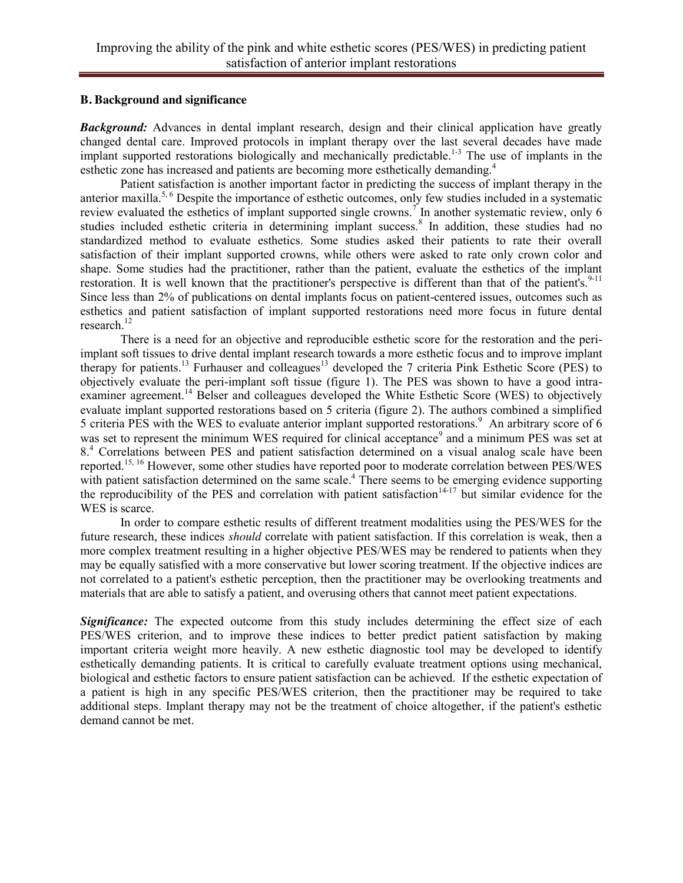## B. Background and significance

***Background:*** Advances in dental implant research, design and their clinical application have greatly changed dental care. Improved protocols in implant therapy over the last several decades have made implant supported restorations biologically and mechanically predictable.[1-3] The use of implants in the esthetic zone has increased and patients are becoming more esthetically demanding.[4]

Patient satisfaction is another important factor in predicting the success of implant therapy in the anterior maxilla.[5, 6] Despite the importance of esthetic outcomes, only few studies included in a systematic review evaluated the esthetics of implant supported single crowns.[7] In another systematic review, only 6 studies included esthetic criteria in determining implant success.[8] In addition, these studies had no standardized method to evaluate esthetics. Some studies asked their patients to rate their overall satisfaction of their implant supported crowns, while others were asked to rate only crown color and shape. Some studies had the practitioner, rather than the patient, evaluate the esthetics of the implant restoration. It is well known that the practitioner's perspective is different than that of the patient's.[9-11] Since less than 2% of publications on dental implants focus on patient-centered issues, outcomes such as esthetics and patient satisfaction of implant supported restorations need more focus in future dental research.[12]

There is a need for an objective and reproducible esthetic score for the restoration and the peri-implant soft tissues to drive dental implant research towards a more esthetic focus and to improve implant therapy for patients.[13] Furhauser and colleagues[13] developed the 7 criteria Pink Esthetic Score (PES) to objectively evaluate the peri-implant soft tissue (figure 1). The PES was shown to have a good intra-examiner agreement.[14] Belser and colleagues developed the White Esthetic Score (WES) to objectively evaluate implant supported restorations based on 5 criteria (figure 2). The authors combined a simplified 5 criteria PES with the WES to evaluate anterior implant supported restorations.[9] An arbitrary score of 6 was set to represent the minimum WES required for clinical acceptance[9] and a minimum PES was set at 8.[4] Correlations between PES and patient satisfaction determined on a visual analog scale have been reported.[15, 16] However, some other studies have reported poor to moderate correlation between PES/WES with patient satisfaction determined on the same scale.[4] There seems to be emerging evidence supporting the reproducibility of the PES and correlation with patient satisfaction[14-17] but similar evidence for the WES is scarce.

In order to compare esthetic results of different treatment modalities using the PES/WES for the future research, these indices *should* correlate with patient satisfaction. If this correlation is weak, then a more complex treatment resulting in a higher objective PES/WES may be rendered to patients when they may be equally satisfied with a more conservative but lower scoring treatment. If the objective indices are not correlated to a patient's esthetic perception, then the practitioner may be overlooking treatments and materials that are able to satisfy a patient, and overusing others that cannot meet patient expectations.

***Significance:*** The expected outcome from this study includes determining the effect size of each PES/WES criterion, and to improve these indices to better predict patient satisfaction by making important criteria weight more heavily. A new esthetic diagnostic tool may be developed to identify esthetically demanding patients. It is critical to carefully evaluate treatment options using mechanical, biological and esthetic factors to ensure patient satisfaction can be achieved. If the esthetic expectation of a patient is high in any specific PES/WES criterion, then the practitioner may be required to take additional steps. Implant therapy may not be the treatment of choice altogether, if the patient's esthetic demand cannot be met.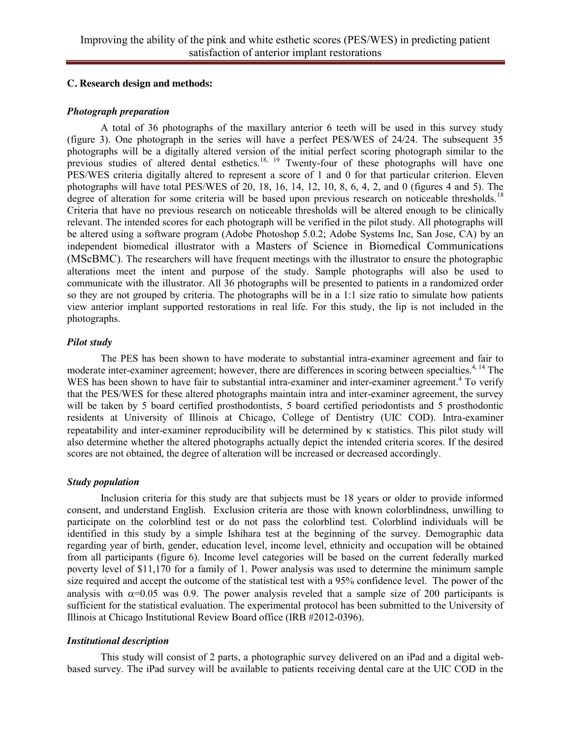### C. Research design and methods:

#### *Photograph preparation*

A total of 36 photographs of the maxillary anterior 6 teeth will be used in this survey study (figure 3). One photograph in the series will have a perfect PES/WES of 24/24. The subsequent 35 photographs will be a digitally altered version of the initial perfect scoring photograph similar to the previous studies of altered dental esthetics.[18, 19] Twenty-four of these photographs will have one PES/WES criteria digitally altered to represent a score of 1 and 0 for that particular criterion. Eleven photographs will have total PES/WES of 20, 18, 16, 14, 12, 10, 8, 6, 4, 2, and 0 (figures 4 and 5). The degree of alteration for some criteria will be based upon previous research on noticeable thresholds.[18] Criteria that have no previous research on noticeable thresholds will be altered enough to be clinically relevant. The intended scores for each photograph will be verified in the pilot study. All photographs will be altered using a software program (Adobe Photoshop 5.0.2; Adobe Systems Inc, San Jose, CA) by an independent biomedical illustrator with a Masters of Science in Biomedical Communications (MScBMC). The researchers will have frequent meetings with the illustrator to ensure the photographic alterations meet the intent and purpose of the study. Sample photographs will also be used to communicate with the illustrator. All 36 photographs will be presented to patients in a randomized order so they are not grouped by criteria. The photographs will be in a 1:1 size ratio to simulate how patients view anterior implant supported restorations in real life. For this study, the lip is not included in the photographs.

#### *Pilot study*

The PES has been shown to have moderate to substantial intra-examiner agreement and fair to moderate inter-examiner agreement; however, there are differences in scoring between specialties.[4, 14] The WES has been shown to have fair to substantial intra-examiner and inter-examiner agreement.[4] To verify that the PES/WES for these altered photographs maintain intra and inter-examiner agreement, the survey will be taken by 5 board certified prosthodontists, 5 board certified periodontists and 5 prosthodontic residents at University of Illinois at Chicago, College of Dentistry (UIC COD). Intra-examiner repeatability and inter-examiner reproducibility will be determined by $\kappa$ statistics. This pilot study will also determine whether the altered photographs actually depict the intended criteria scores. If the desired scores are not obtained, the degree of alteration will be increased or decreased accordingly.

#### *Study population*

Inclusion criteria for this study are that subjects must be 18 years or older to provide informed consent, and understand English. Exclusion criteria are those with known colorblindness, unwilling to participate on the colorblind test or do not pass the colorblind test. Colorblind individuals will be identified in this study by a simple Ishihara test at the beginning of the survey. Demographic data regarding year of birth, gender, education level, income level, ethnicity and occupation will be obtained from all participants (figure 6). Income level categories will be based on the current federally marked poverty level of $11,170 for a family of 1. Power analysis was used to determine the minimum sample size required and accept the outcome of the statistical test with a 95% confidence level. The power of the analysis with $\alpha$=0.05 was 0.9. The power analysis reveled that a sample size of 200 participants is sufficient for the statistical evaluation. The experimental protocol has been submitted to the University of Illinois at Chicago Institutional Review Board office (IRB #2012-0396).

#### *Institutional description*

This study will consist of 2 parts, a photographic survey delivered on an iPad and a digital web-based survey. The iPad survey will be available to patients receiving dental care at the UIC COD in the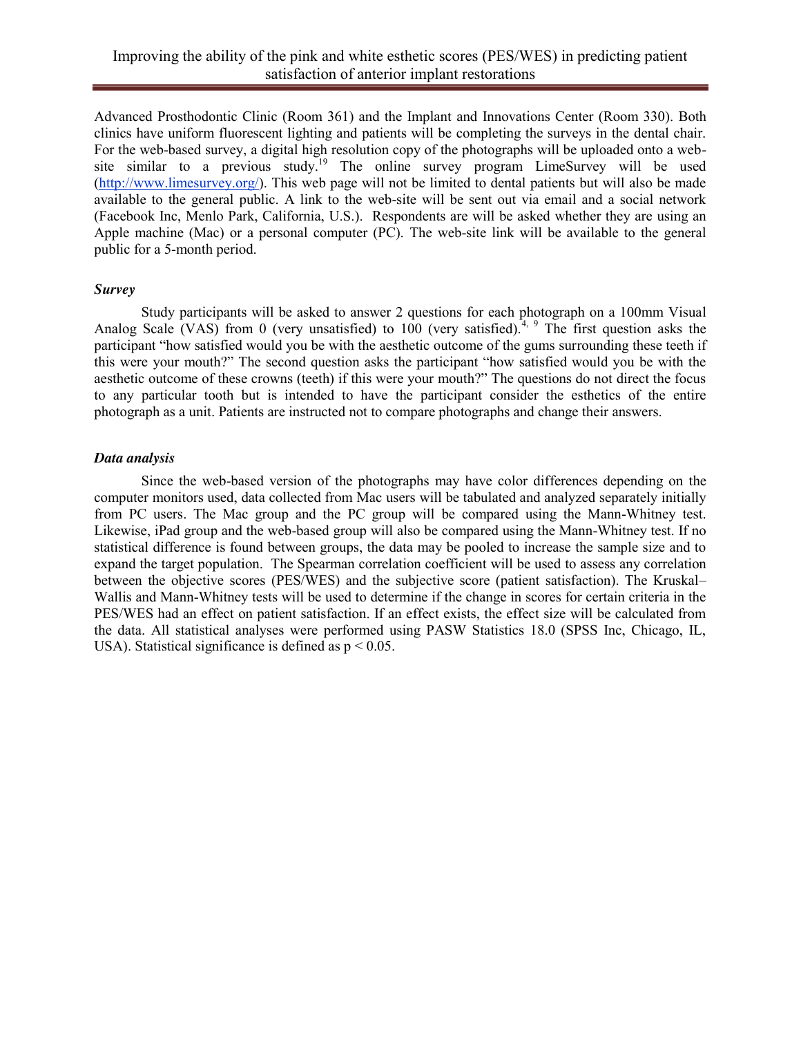Advanced Prosthodontic Clinic (Room 361) and the Implant and Innovations Center (Room 330). Both clinics have uniform fluorescent lighting and patients will be completing the surveys in the dental chair. For the web-based survey, a digital high resolution copy of the photographs will be uploaded onto a website similar to a previous study.[19] The online survey program LimeSurvey will be used (http://www.limesurvey.org/). This web page will not be limited to dental patients but will also be made available to the general public. A link to the web-site will be sent out via email and a social network (Facebook Inc, Menlo Park, California, U.S.). Respondents are will be asked whether they are using an Apple machine (Mac) or a personal computer (PC). The web-site link will be available to the general public for a 5-month period.

### *Survey*

Study participants will be asked to answer 2 questions for each photograph on a 100mm Visual Analog Scale (VAS) from 0 (very unsatisfied) to 100 (very satisfied).[4, 9] The first question asks the participant "how satisfied would you be with the aesthetic outcome of the gums surrounding these teeth if this were your mouth?" The second question asks the participant "how satisfied would you be with the aesthetic outcome of these crowns (teeth) if this were your mouth?" The questions do not direct the focus to any particular tooth but is intended to have the participant consider the esthetics of the entire photograph as a unit. Patients are instructed not to compare photographs and change their answers.

### *Data analysis*

Since the web-based version of the photographs may have color differences depending on the computer monitors used, data collected from Mac users will be tabulated and analyzed separately initially from PC users. The Mac group and the PC group will be compared using the Mann-Whitney test. Likewise, iPad group and the web-based group will also be compared using the Mann-Whitney test. If no statistical difference is found between groups, the data may be pooled to increase the sample size and to expand the target population. The Spearman correlation coefficient will be used to assess any correlation between the objective scores (PES/WES) and the subjective score (patient satisfaction). The Kruskal–Wallis and Mann-Whitney tests will be used to determine if the change in scores for certain criteria in the PES/WES had an effect on patient satisfaction. If an effect exists, the effect size will be calculated from the data. All statistical analyses were performed using PASW Statistics 18.0 (SPSS Inc, Chicago, IL, USA). Statistical significance is defined as $p < 0.05$.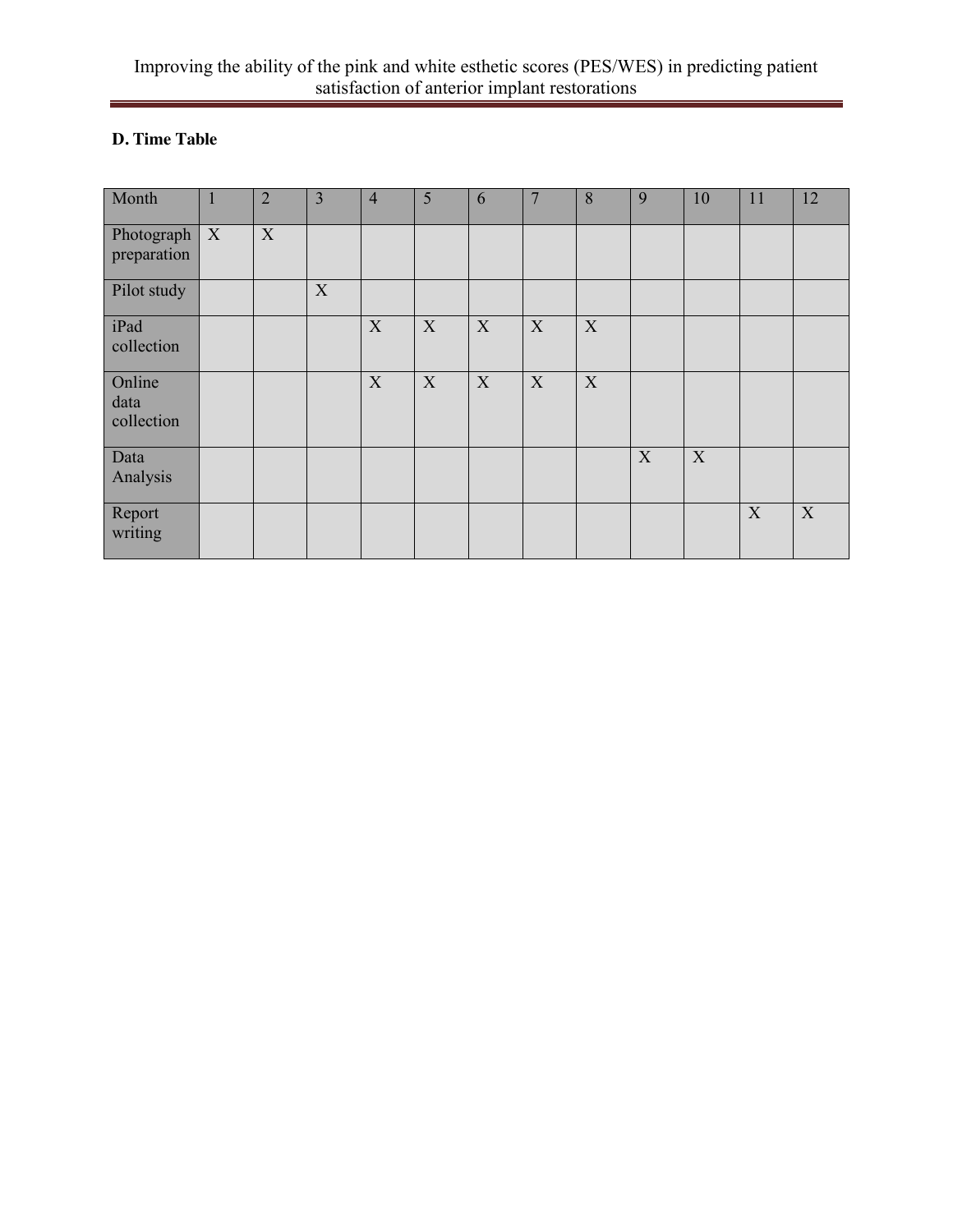**D. Time Table**

| Month | 1 | 2 | 3 | 4 | 5 | 6 | 7 | 8 | 9 | 10 | 11 | 12 |
|---|---|---|---|---|---|---|---|---|---|---|---|---|
| Photograph preparation | X | X | | | | | | | | | | |
| Pilot study | | | X | | | | | | | | | |
| iPad collection | | | | X | X | X | X | X | | | | |
| Online data collection | | | | X | X | X | X | X | | | | |
| Data Analysis | | | | | | | | | X | X | | |
| Report writing | | | | | | | | | | | X | X |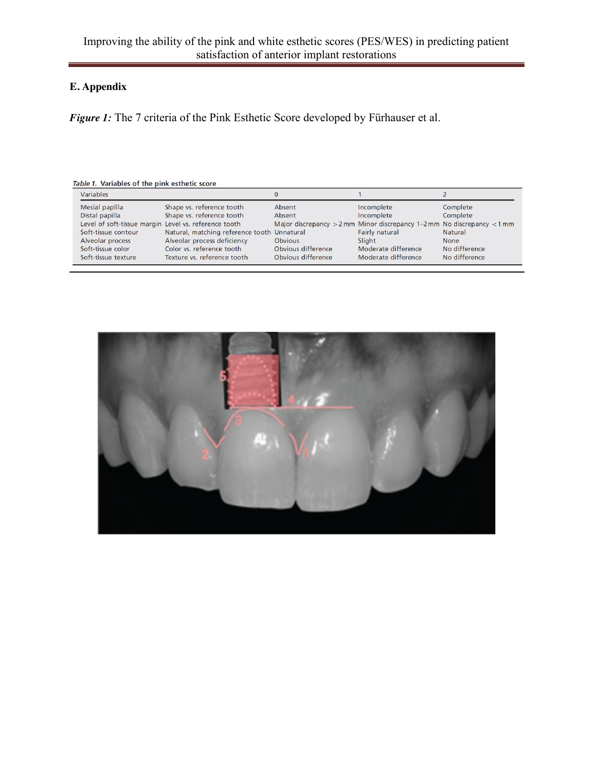## E. Appendix

***Figure 1:*** The 7 criteria of the Pink Esthetic Score developed by Fürhauser et al.

*Table 1.* **Variables of the pink esthetic score**

| Variables | | 0 | 1 | 2 |
|---|---|---|---|---|
| Mesial papilla | Shape vs. reference tooth | Absent | Incomplete | Complete |
| Distal papilla | Shape vs. reference tooth | Absent | Incomplete | Complete |
| Level of soft-tissue margin | Level vs. reference tooth | Major discrepancy >2 mm | Minor discrepancy 1–2 mm | No discrepancy <1 mm |
| Soft-tissue contour | Natural, matching reference tooth | Unnatural | Fairly natural | Natural |
| Alveolar process | Alveolar process deficiency | Obvious | Slight | None |
| Soft-tissue color | Color vs. reference tooth | Obvious difference | Moderate difference | No difference |
| Soft-tissue texture | Texture vs. reference tooth | Obvious difference | Moderate difference | No difference |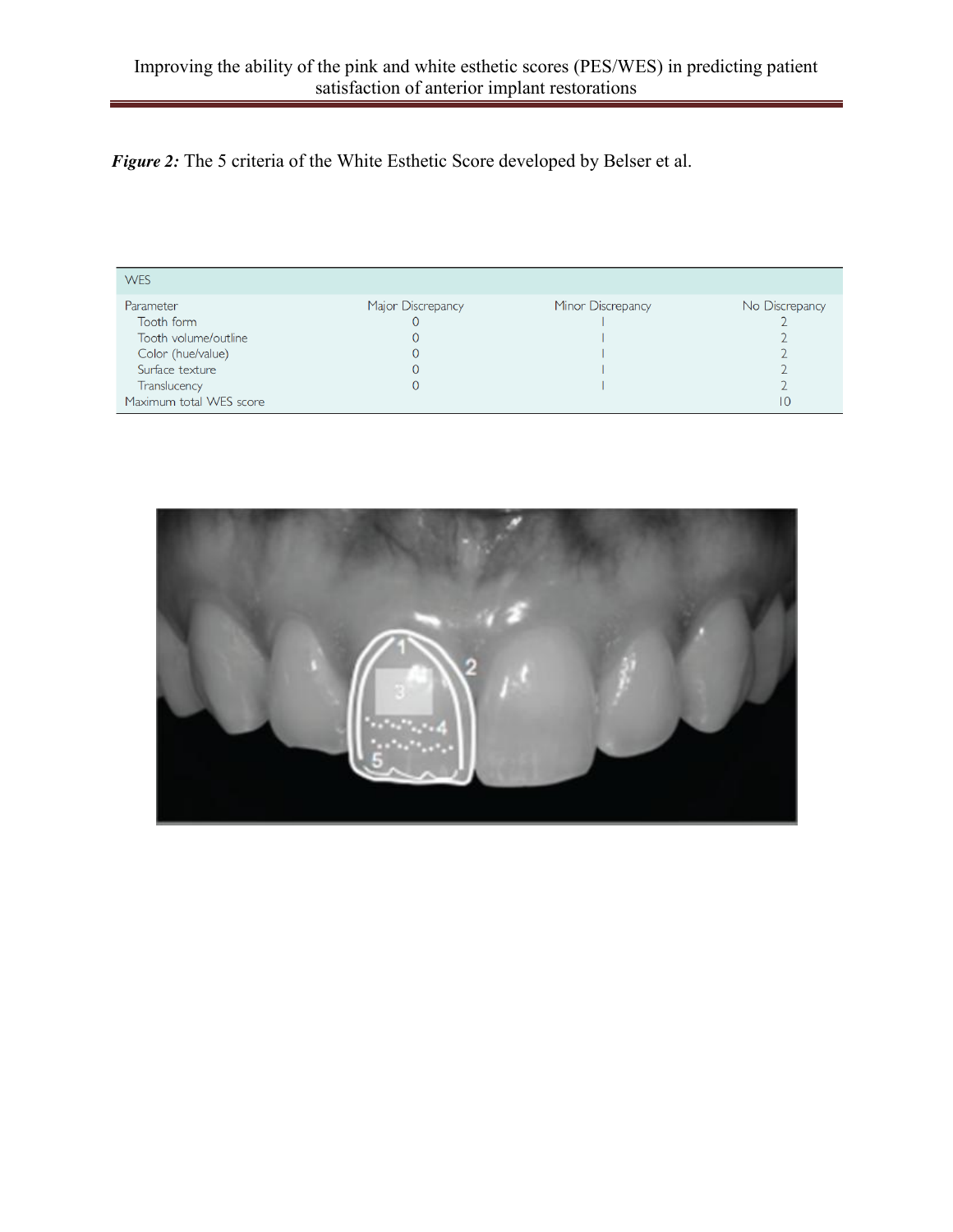*Figure 2:* The 5 criteria of the White Esthetic Score developed by Belser et al.

| WES | | | |
|---|---|---|---|
| Parameter | Major Discrepancy | Minor Discrepancy | No Discrepancy |
| Tooth form | 0 | 1 | 2 |
| Tooth volume/outline | 0 | 1 | 2 |
| Color (hue/value) | 0 | 1 | 2 |
| Surface texture | 0 | 1 | 2 |
| Translucency | 0 | 1 | 2 |
| Maximum total WES score | | | 10 |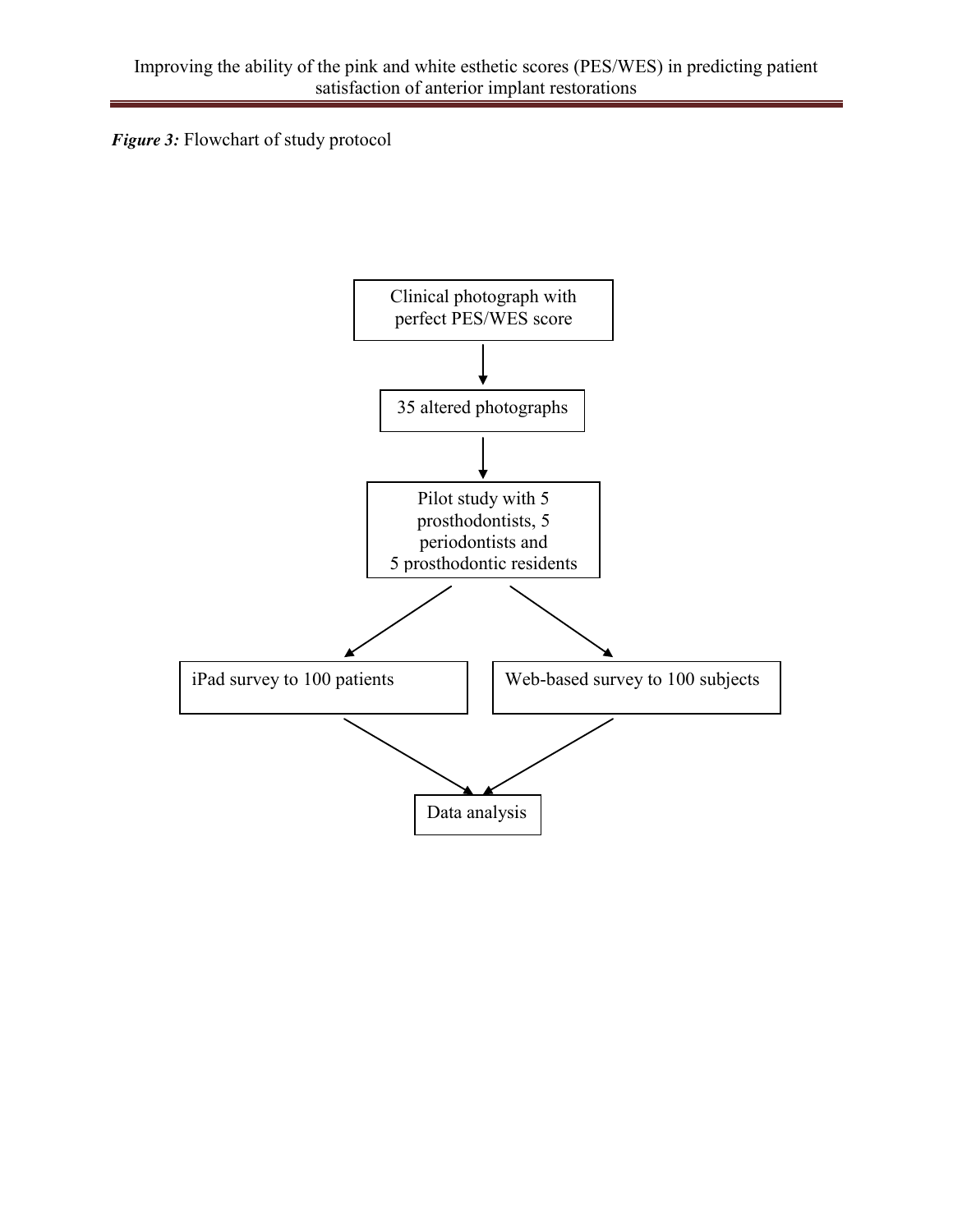***Figure 3:*** Flowchart of study protocol

Clinical photograph with perfect PES/WES score

↓

35 altered photographs

↓

Pilot study with 5 prosthodontists, 5 periodontists and 5 prosthodontic residents

↓ ↓

iPad survey to 100 patients | Web-based survey to 100 subjects

↓ ↓

Data analysis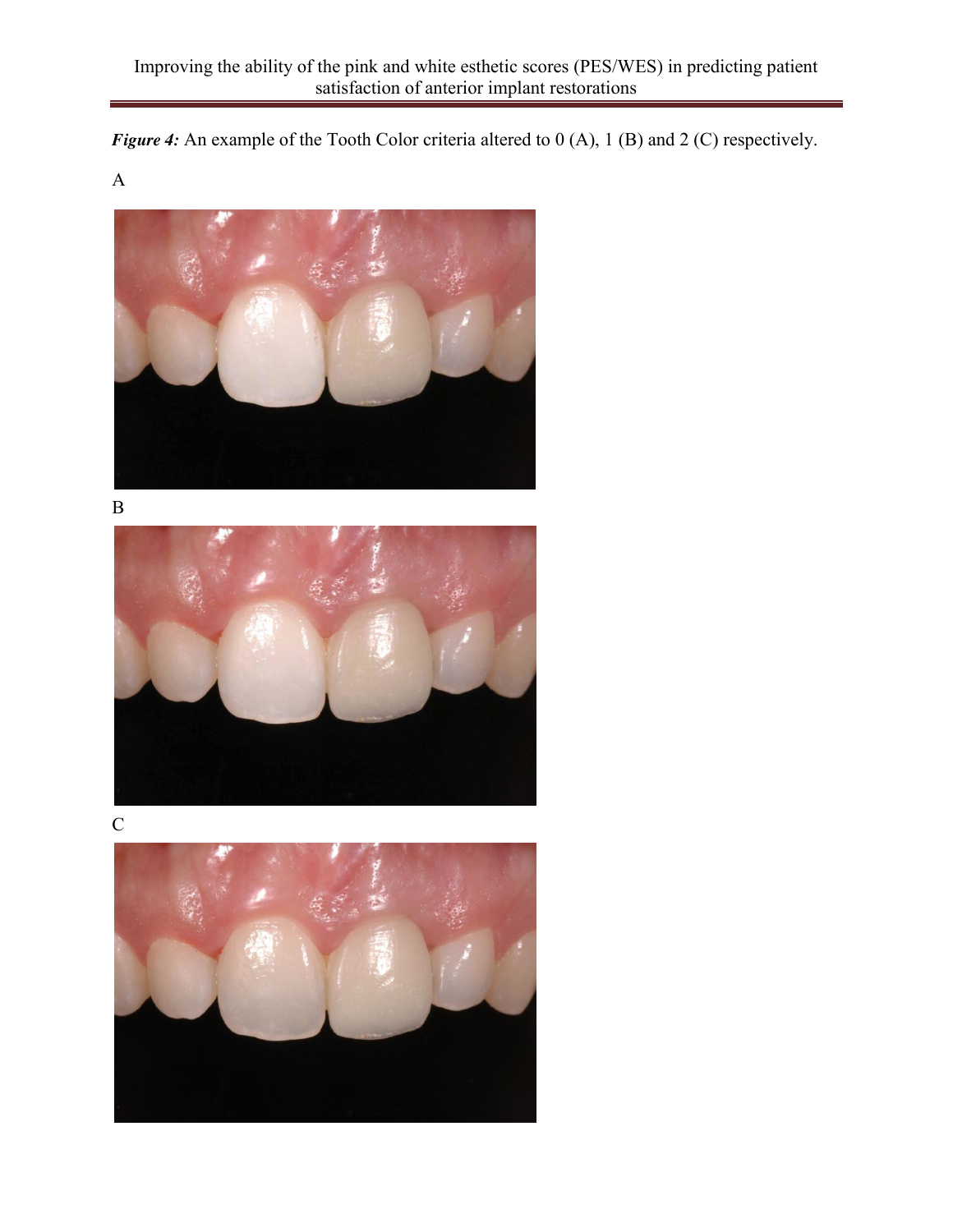*Figure 4:* An example of the Tooth Color criteria altered to 0 (A), 1 (B) and 2 (C) respectively.

A

B

C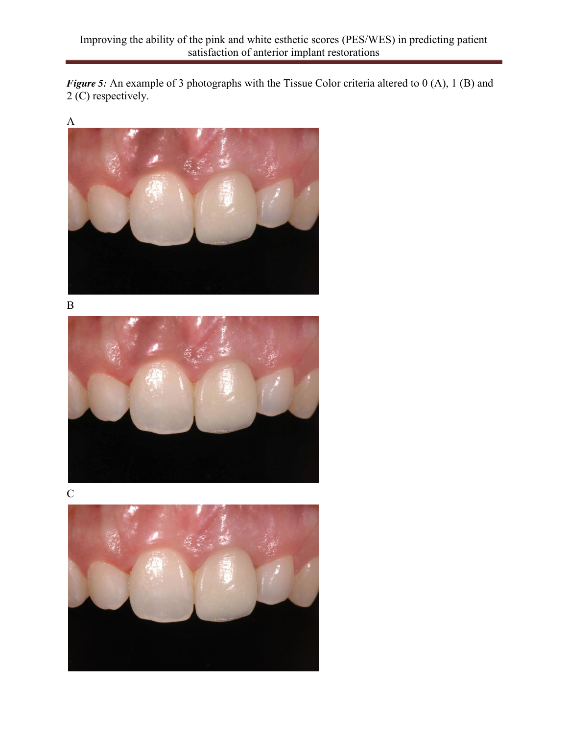***Figure 5:*** An example of 3 photographs with the Tissue Color criteria altered to 0 (A), 1 (B) and 2 (C) respectively.

A

B

C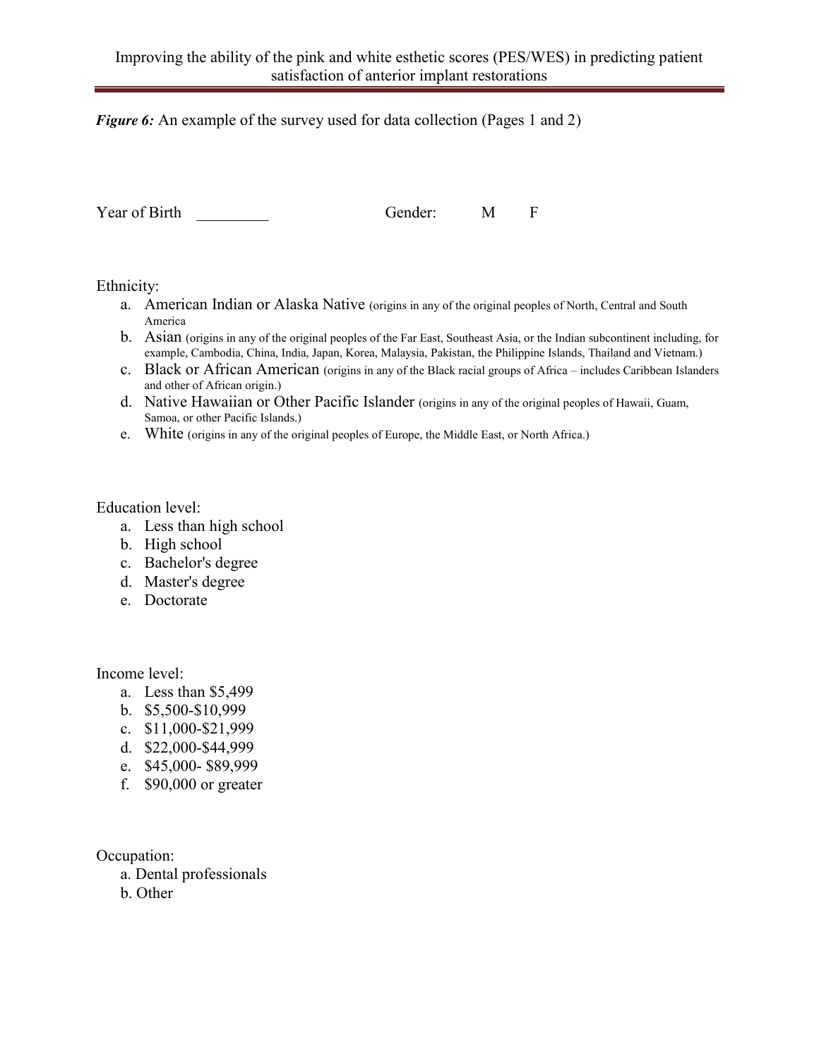***Figure 6:*** An example of the survey used for data collection (Pages 1 and 2)

Year of Birth \_\_\_\_\_\_\_\_\_ Gender: M F

Ethnicity:

a. American Indian or Alaska Native (origins in any of the original peoples of North, Central and South America
b. Asian (origins in any of the original peoples of the Far East, Southeast Asia, or the Indian subcontinent including, for example, Cambodia, China, India, Japan, Korea, Malaysia, Pakistan, the Philippine Islands, Thailand and Vietnam.)
c. Black or African American (origins in any of the Black racial groups of Africa – includes Caribbean Islanders and other of African origin.)
d. Native Hawaiian or Other Pacific Islander (origins in any of the original peoples of Hawaii, Guam, Samoa, or other Pacific Islands.)
e. White (origins in any of the original peoples of Europe, the Middle East, or North Africa.)

Education level:

a. Less than high school
b. High school
c. Bachelor's degree
d. Master's degree
e. Doctorate

Income level:

a. Less than $5,499
b. $5,500-$10,999
c. $11,000-$21,999
d. $22,000-$44,999
e. $45,000- $89,999
f. $90,000 or greater

Occupation:

a. Dental professionals
b. Other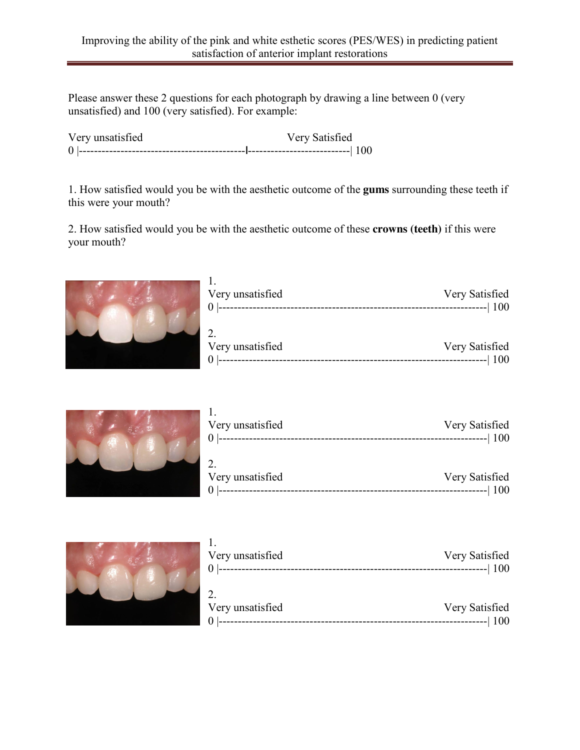Please answer these 2 questions for each photograph by drawing a line between 0 (very unsatisfied) and 100 (very satisfied). For example:

Very unsatisfied Very Satisfied
0 |-------------------------------------------l---------------------------| 100

1. How satisfied would you be with the aesthetic outcome of the **gums** surrounding these teeth if this were your mouth?

2. How satisfied would you be with the aesthetic outcome of these **crowns (teeth)** if this were your mouth?

1.
Very unsatisfied Very Satisfied
0 |----------------------------------------------------------------------| 100

2.
Very unsatisfied Very Satisfied
0 |----------------------------------------------------------------------| 100

1.
Very unsatisfied Very Satisfied
0 |----------------------------------------------------------------------| 100

2.
Very unsatisfied Very Satisfied
0 |----------------------------------------------------------------------| 100

1.
Very unsatisfied Very Satisfied
0 |----------------------------------------------------------------------| 100

2.
Very unsatisfied Very Satisfied
0 |----------------------------------------------------------------------| 100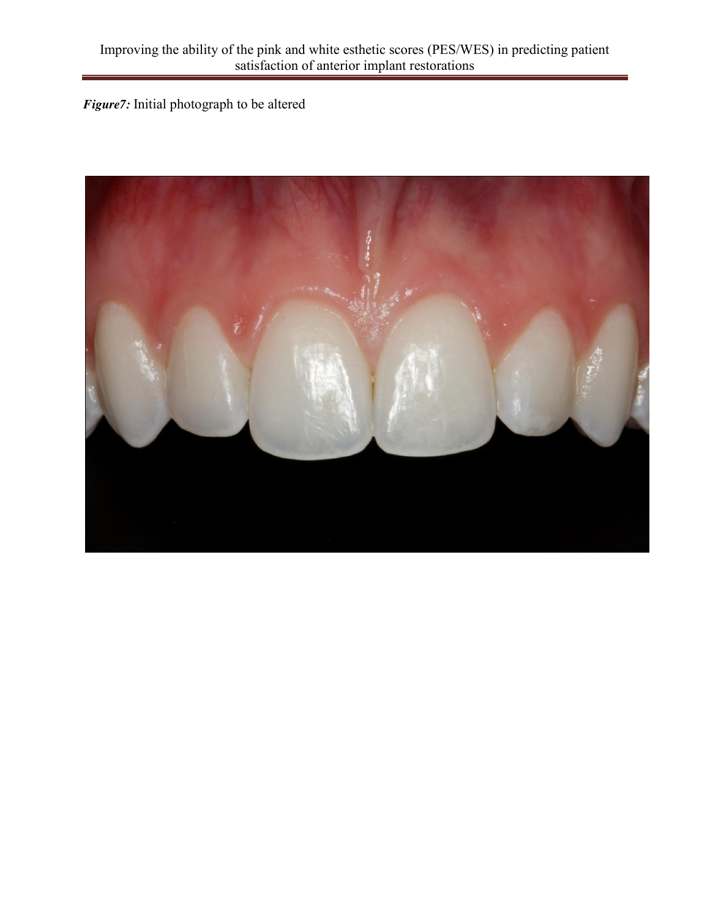***Figure7:*** Initial photograph to be altered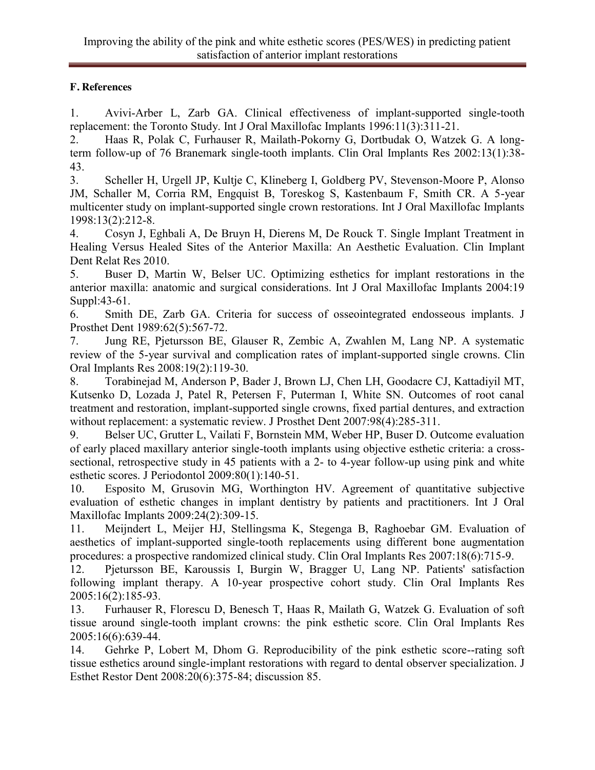### F. References

1. Avivi-Arber L, Zarb GA. Clinical effectiveness of implant-supported single-tooth replacement: the Toronto Study. Int J Oral Maxillofac Implants 1996:11(3):311-21.
2. Haas R, Polak C, Furhauser R, Mailath-Pokorny G, Dortbudak O, Watzek G. A long-term follow-up of 76 Branemark single-tooth implants. Clin Oral Implants Res 2002:13(1):38-43.
3. Scheller H, Urgell JP, Kultje C, Klineberg I, Goldberg PV, Stevenson-Moore P, Alonso JM, Schaller M, Corria RM, Engquist B, Toreskog S, Kastenbaum F, Smith CR. A 5-year multicenter study on implant-supported single crown restorations. Int J Oral Maxillofac Implants 1998:13(2):212-8.
4. Cosyn J, Eghbali A, De Bruyn H, Dierens M, De Rouck T. Single Implant Treatment in Healing Versus Healed Sites of the Anterior Maxilla: An Aesthetic Evaluation. Clin Implant Dent Relat Res 2010.
5. Buser D, Martin W, Belser UC. Optimizing esthetics for implant restorations in the anterior maxilla: anatomic and surgical considerations. Int J Oral Maxillofac Implants 2004:19 Suppl:43-61.
6. Smith DE, Zarb GA. Criteria for success of osseointegrated endosseous implants. J Prosthet Dent 1989:62(5):567-72.
7. Jung RE, Pjetursson BE, Glauser R, Zembic A, Zwahlen M, Lang NP. A systematic review of the 5-year survival and complication rates of implant-supported single crowns. Clin Oral Implants Res 2008:19(2):119-30.
8. Torabinejad M, Anderson P, Bader J, Brown LJ, Chen LH, Goodacre CJ, Kattadiyil MT, Kutsenko D, Lozada J, Patel R, Petersen F, Puterman I, White SN. Outcomes of root canal treatment and restoration, implant-supported single crowns, fixed partial dentures, and extraction without replacement: a systematic review. J Prosthet Dent 2007:98(4):285-311.
9. Belser UC, Grutter L, Vailati F, Bornstein MM, Weber HP, Buser D. Outcome evaluation of early placed maxillary anterior single-tooth implants using objective esthetic criteria: a cross-sectional, retrospective study in 45 patients with a 2- to 4-year follow-up using pink and white esthetic scores. J Periodontol 2009:80(1):140-51.
10. Esposito M, Grusovin MG, Worthington HV. Agreement of quantitative subjective evaluation of esthetic changes in implant dentistry by patients and practitioners. Int J Oral Maxillofac Implants 2009:24(2):309-15.
11. Meijndert L, Meijer HJ, Stellingsma K, Stegenga B, Raghoebar GM. Evaluation of aesthetics of implant-supported single-tooth replacements using different bone augmentation procedures: a prospective randomized clinical study. Clin Oral Implants Res 2007:18(6):715-9.
12. Pjetursson BE, Karoussis I, Burgin W, Bragger U, Lang NP. Patients' satisfaction following implant therapy. A 10-year prospective cohort study. Clin Oral Implants Res 2005:16(2):185-93.
13. Furhauser R, Florescu D, Benesch T, Haas R, Mailath G, Watzek G. Evaluation of soft tissue around single-tooth implant crowns: the pink esthetic score. Clin Oral Implants Res 2005:16(6):639-44.
14. Gehrke P, Lobert M, Dhom G. Reproducibility of the pink esthetic score--rating soft tissue esthetics around single-implant restorations with regard to dental observer specialization. J Esthet Restor Dent 2008:20(6):375-84; discussion 85.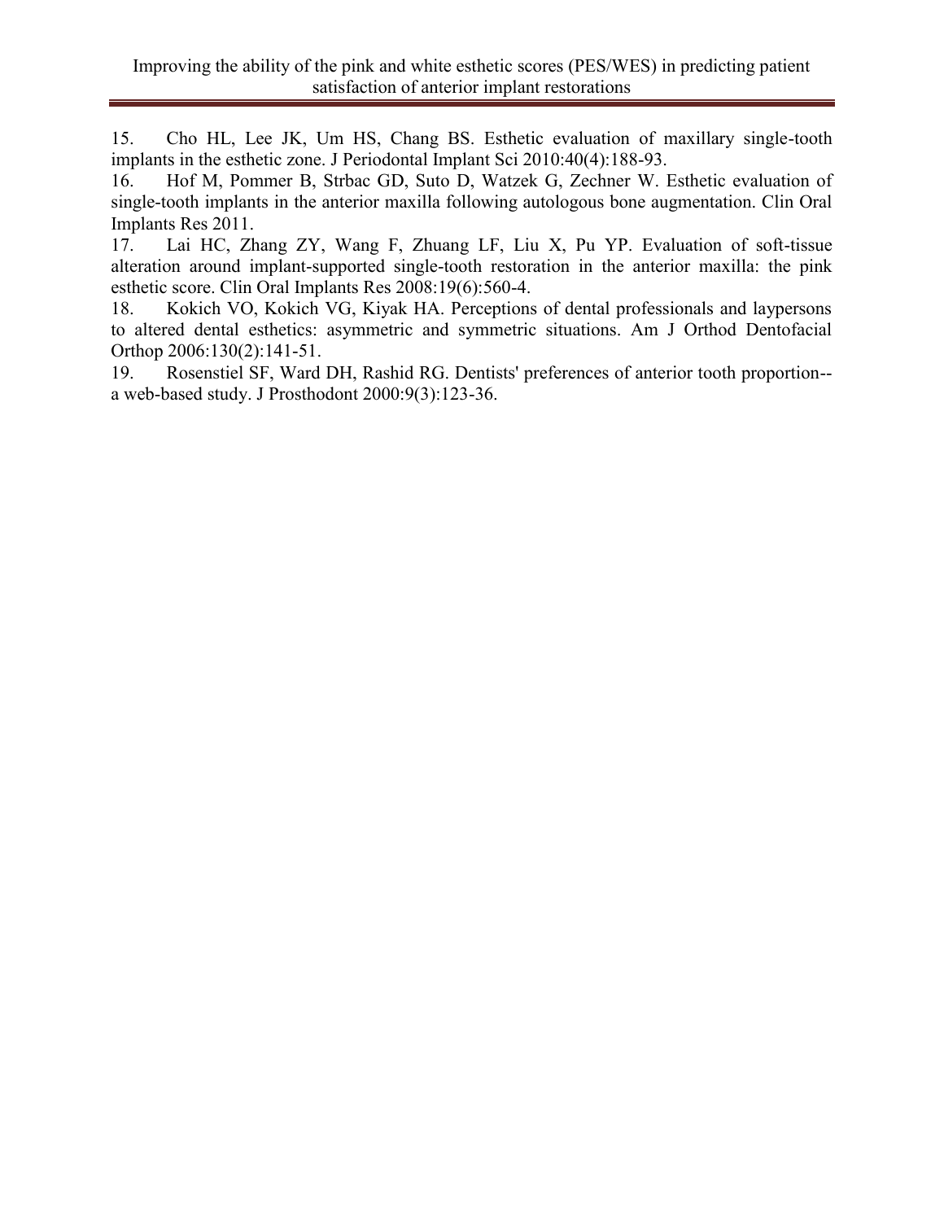15. Cho HL, Lee JK, Um HS, Chang BS. Esthetic evaluation of maxillary single-tooth implants in the esthetic zone. J Periodontal Implant Sci 2010:40(4):188-93.
16. Hof M, Pommer B, Strbac GD, Suto D, Watzek G, Zechner W. Esthetic evaluation of single-tooth implants in the anterior maxilla following autologous bone augmentation. Clin Oral Implants Res 2011.
17. Lai HC, Zhang ZY, Wang F, Zhuang LF, Liu X, Pu YP. Evaluation of soft-tissue alteration around implant-supported single-tooth restoration in the anterior maxilla: the pink esthetic score. Clin Oral Implants Res 2008:19(6):560-4.
18. Kokich VO, Kokich VG, Kiyak HA. Perceptions of dental professionals and laypersons to altered dental esthetics: asymmetric and symmetric situations. Am J Orthod Dentofacial Orthop 2006:130(2):141-51.
19. Rosenstiel SF, Ward DH, Rashid RG. Dentists' preferences of anterior tooth proportion--a web-based study. J Prosthodont 2000:9(3):123-36.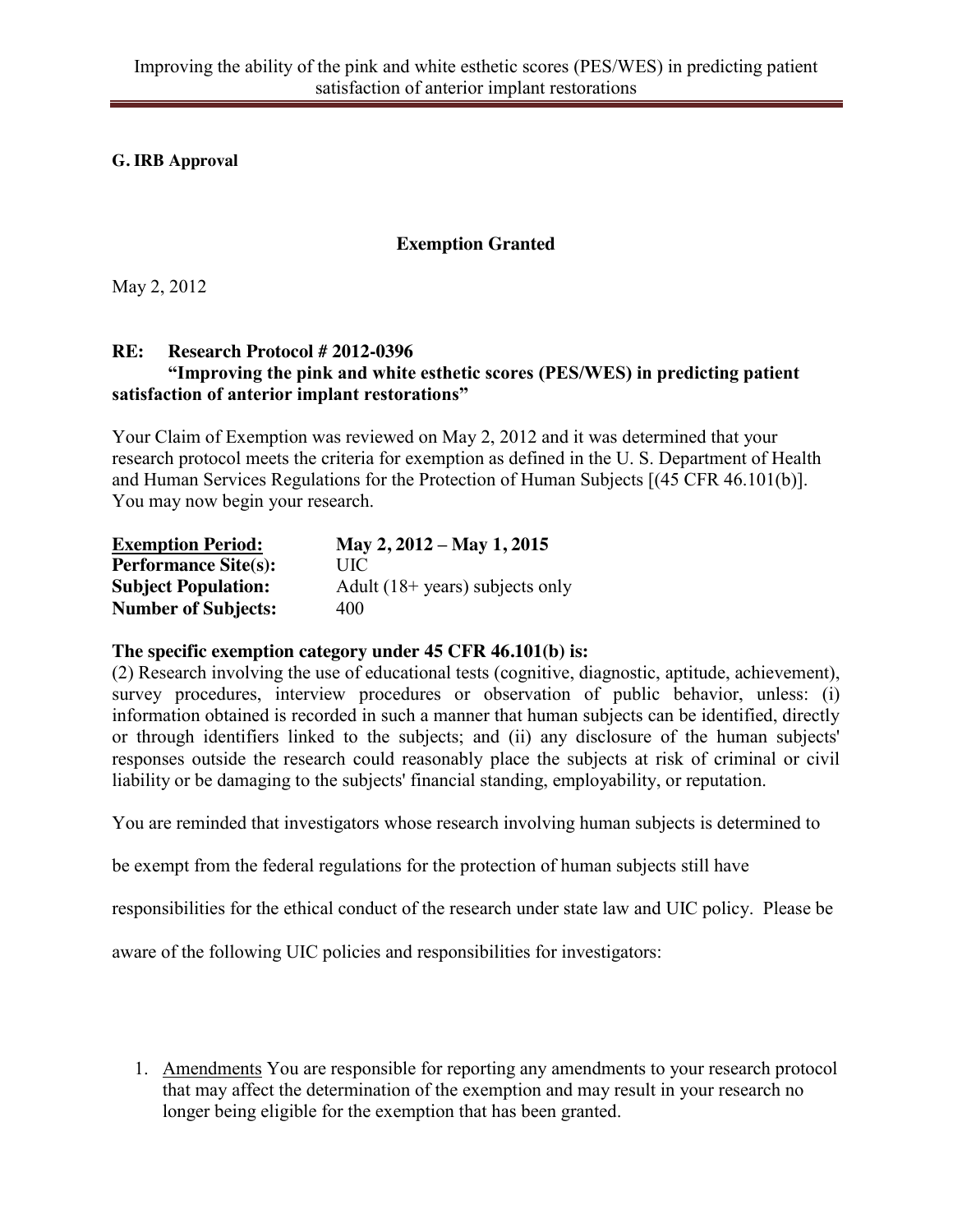**G. IRB Approval**

**Exemption Granted**

May 2, 2012

**RE: Research Protocol # 2012-0396**
**"Improving the pink and white esthetic scores (PES/WES) in predicting patient satisfaction of anterior implant restorations"**

Your Claim of Exemption was reviewed on May 2, 2012 and it was determined that your research protocol meets the criteria for exemption as defined in the U. S. Department of Health and Human Services Regulations for the Protection of Human Subjects [(45 CFR 46.101(b)]. You may now begin your research.

| | |
|---|---|
| **Exemption Period:** | **May 2, 2012 – May 1, 2015** |
| **Performance Site(s):** | UIC |
| **Subject Population:** | Adult (18+ years) subjects only |
| **Number of Subjects:** | 400 |

**The specific exemption category under 45 CFR 46.101(b) is:**
(2) Research involving the use of educational tests (cognitive, diagnostic, aptitude, achievement), survey procedures, interview procedures or observation of public behavior, unless: (i) information obtained is recorded in such a manner that human subjects can be identified, directly or through identifiers linked to the subjects; and (ii) any disclosure of the human subjects' responses outside the research could reasonably place the subjects at risk of criminal or civil liability or be damaging to the subjects' financial standing, employability, or reputation.

You are reminded that investigators whose research involving human subjects is determined to be exempt from the federal regulations for the protection of human subjects still have responsibilities for the ethical conduct of the research under state law and UIC policy. Please be aware of the following UIC policies and responsibilities for investigators:

1. Amendments You are responsible for reporting any amendments to your research protocol that may affect the determination of the exemption and may result in your research no longer being eligible for the exemption that has been granted.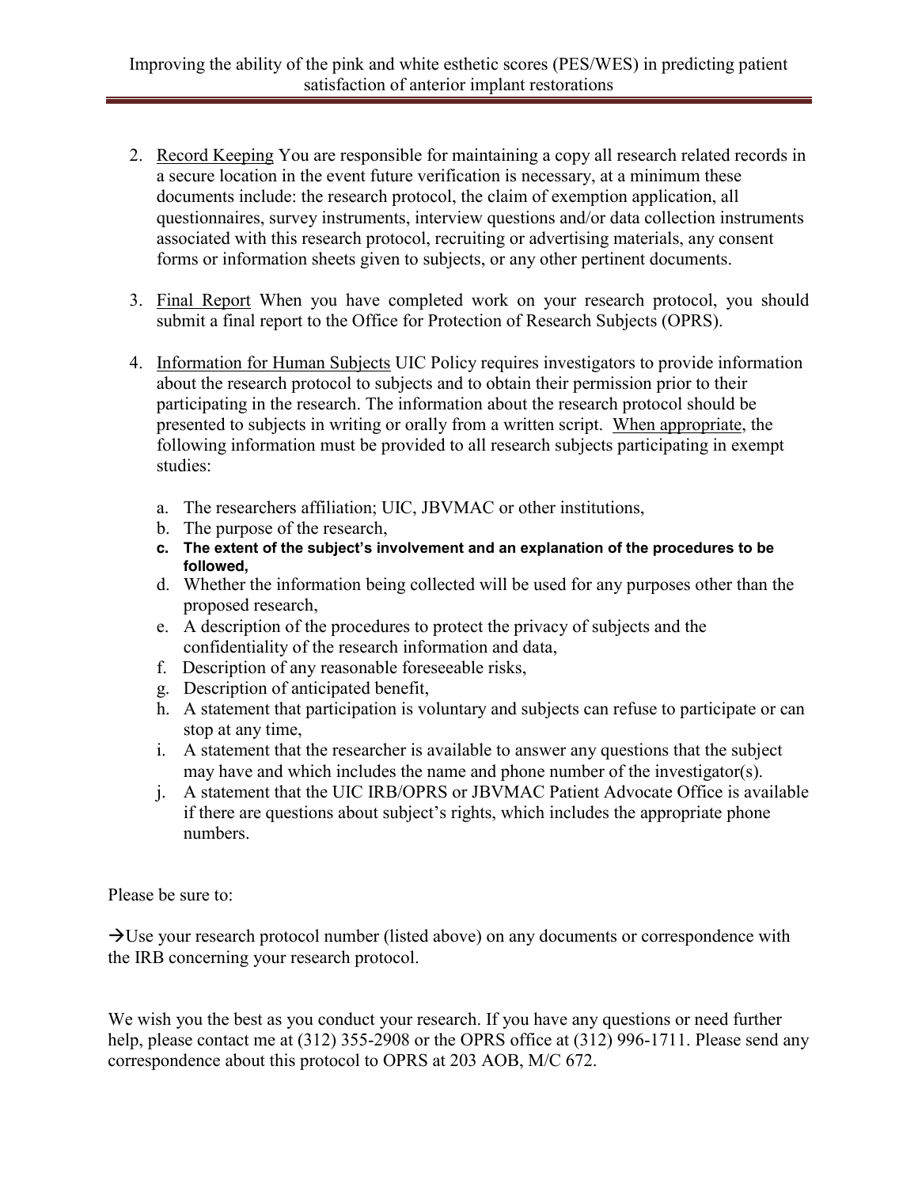2. Record Keeping You are responsible for maintaining a copy all research related records in a secure location in the event future verification is necessary, at a minimum these documents include: the research protocol, the claim of exemption application, all questionnaires, survey instruments, interview questions and/or data collection instruments associated with this research protocol, recruiting or advertising materials, any consent forms or information sheets given to subjects, or any other pertinent documents.

3. Final Report When you have completed work on your research protocol, you should submit a final report to the Office for Protection of Research Subjects (OPRS).

4. Information for Human Subjects UIC Policy requires investigators to provide information about the research protocol to subjects and to obtain their permission prior to their participating in the research. The information about the research protocol should be presented to subjects in writing or orally from a written script. When appropriate, the following information must be provided to all research subjects participating in exempt studies:

   a. The researchers affiliation; UIC, JBVMAC or other institutions,
   b. The purpose of the research,
   c. **The extent of the subject's involvement and an explanation of the procedures to be followed,**
   d. Whether the information being collected will be used for any purposes other than the proposed research,
   e. A description of the procedures to protect the privacy of subjects and the confidentiality of the research information and data,
   f. Description of any reasonable foreseeable risks,
   g. Description of anticipated benefit,
   h. A statement that participation is voluntary and subjects can refuse to participate or can stop at any time,
   i. A statement that the researcher is available to answer any questions that the subject may have and which includes the name and phone number of the investigator(s).
   j. A statement that the UIC IRB/OPRS or JBVMAC Patient Advocate Office is available if there are questions about subject's rights, which includes the appropriate phone numbers.

Please be sure to:

→Use your research protocol number (listed above) on any documents or correspondence with the IRB concerning your research protocol.

We wish you the best as you conduct your research. If you have any questions or need further help, please contact me at (312) 355-2908 or the OPRS office at (312) 996-1711. Please send any correspondence about this protocol to OPRS at 203 AOB, M/C 672.